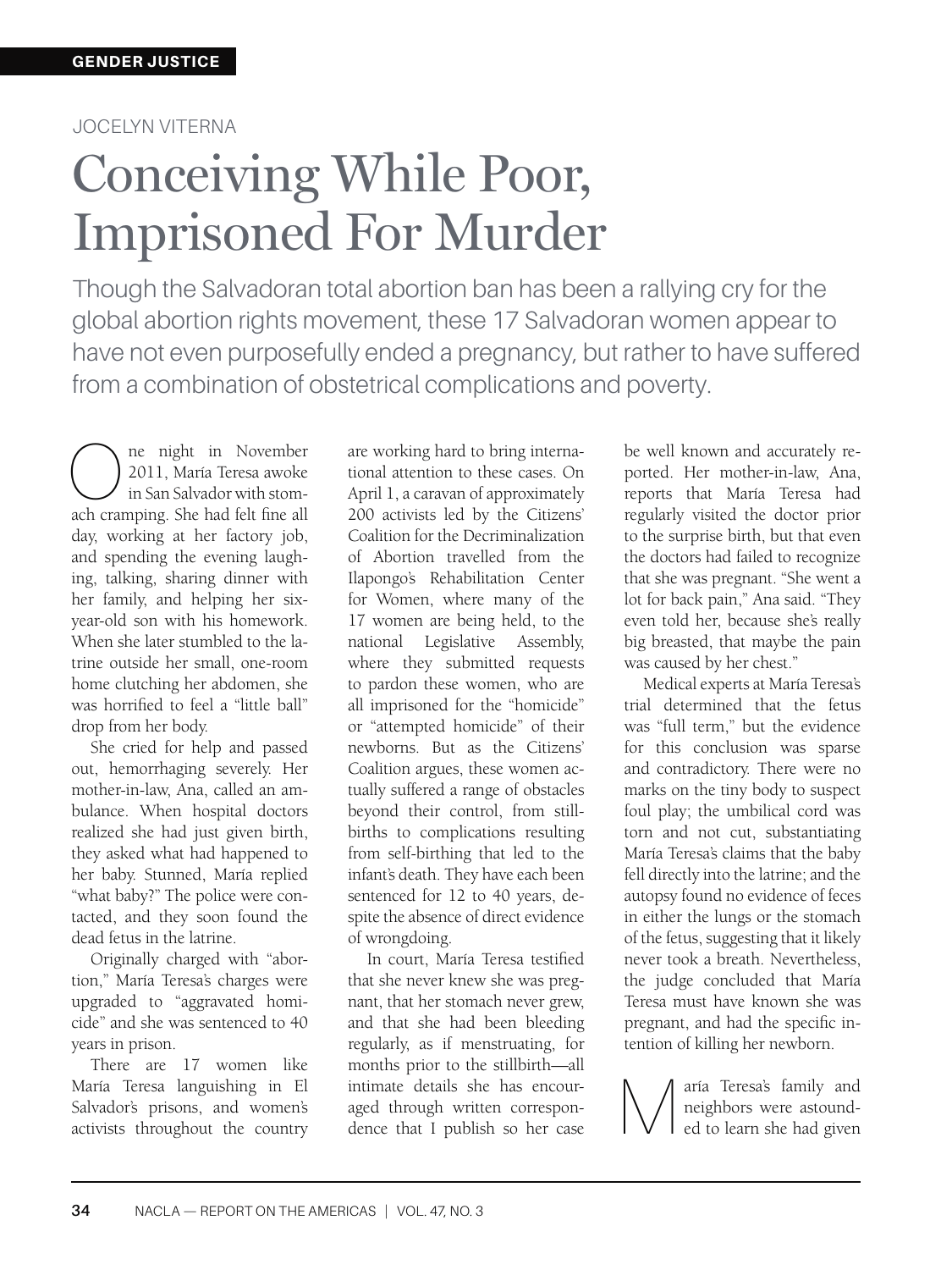**GENDER JUSTICE**

JOCELYN VITERNA

# Conceiving While Poor, Imprisoned For Murder

Though the Salvadoran total abortion ban has been a rallying cry for the global abortion rights movement, these 17 Salvadoran women appear to have not even purposefully ended a pregnancy, but rather to have suffered from a combination of obstetrical complications and poverty.

One night in November 2011, María Teresa awoke in San Salvador with stomach cramping. She had felt fine all day, working at her factory job, and spending the evening laughing, talking, sharing dinner with her family, and helping her six-year-old son with his homework. When she later stumbled to the latrine outside her small, one-room home clutching her abdomen, she was horrified to feel a "little ball" drop from her body.

She cried for help and passed out, hemorrhaging severely. Her mother-in-law, Ana, called an ambulance. When hospital doctors realized she had just given birth, they asked what had happened to her baby. Stunned, María replied "what baby?" The police were contacted, and they soon found the dead fetus in the latrine.

Originally charged with "abortion," María Teresa's charges were upgraded to "aggravated homicide" and she was sentenced to 40 years in prison.

There are 17 women like María Teresa languishing in El Salvador's prisons, and women's activists throughout the country are working hard to bring international attention to these cases. On April 1, a caravan of approximately 200 activists led by the Citizens' Coalition for the Decriminalization of Abortion travelled from the Ilapongo's Rehabilitation Center for Women, where many of the 17 women are being held, to the national Legislative Assembly, where they submitted requests to pardon these women, who are all imprisoned for the "homicide" or "attempted homicide" of their newborns. But as the Citizens' Coalition argues, these women actually suffered a range of obstacles beyond their control, from stillbirths to complications resulting from self-birthing that led to the infant's death. They have each been sentenced for 12 to 40 years, despite the absence of direct evidence of wrongdoing.

In court, María Teresa testified that she never knew she was pregnant, that her stomach never grew, and that she had been bleeding regularly, as if menstruating, for months prior to the stillbirth—all intimate details she has encouraged through written correspondence that I publish so her case be well known and accurately reported. Her mother-in-law, Ana, reports that María Teresa had regularly visited the doctor prior to the surprise birth, but that even the doctors had failed to recognize that she was pregnant. "She went a lot for back pain," Ana said. "They even told her, because she's really big breasted, that maybe the pain was caused by her chest."

Medical experts at María Teresa's trial determined that the fetus was "full term," but the evidence for this conclusion was sparse and contradictory. There were no marks on the tiny body to suspect foul play; the umbilical cord was torn and not cut, substantiating María Teresa's claims that the baby fell directly into the latrine; and the autopsy found no evidence of feces in either the lungs or the stomach of the fetus, suggesting that it likely never took a breath. Nevertheless, the judge concluded that María Teresa must have known she was pregnant, and had the specific intention of killing her newborn.

María Teresa's family and neighbors were astounded to learn she had given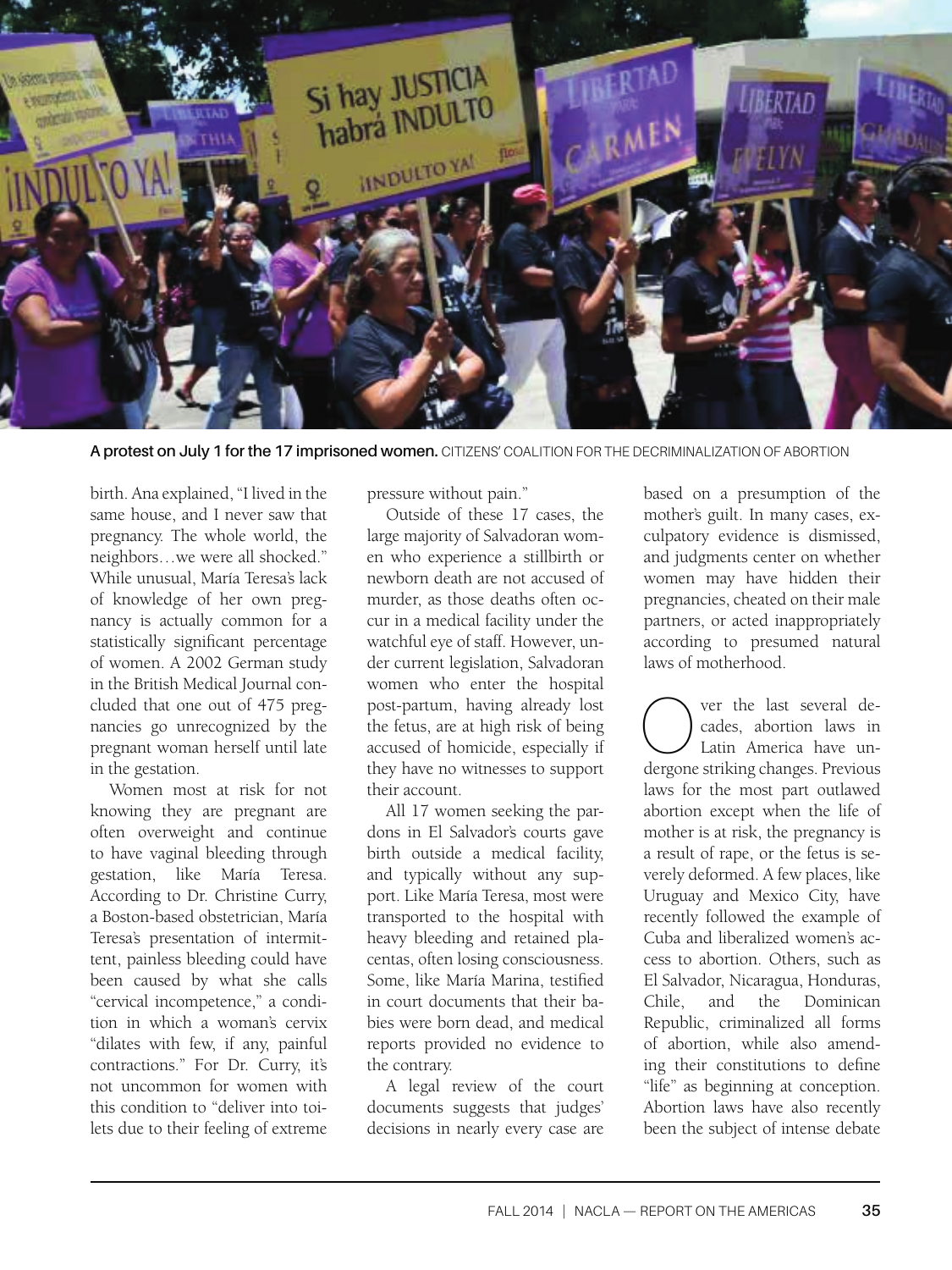A protest on July 1 for the 17 imprisoned women. CITIZENS' COALITION FOR THE DECRIMINALIZATION OF ABORTION

birth. Ana explained, "I lived in the same house, and I never saw that pregnancy. The whole world, the neighbors…we were all shocked." While unusual, María Teresa's lack of knowledge of her own pregnancy is actually common for a statistically significant percentage of women. A 2002 German study in the British Medical Journal concluded that one out of 475 pregnancies go unrecognized by the pregnant woman herself until late in the gestation.

Women most at risk for not knowing they are pregnant are often overweight and continue to have vaginal bleeding through gestation, like María Teresa. According to Dr. Christine Curry, a Boston-based obstetrician, María Teresa's presentation of intermittent, painless bleeding could have been caused by what she calls "cervical incompetence," a condition in which a woman's cervix "dilates with few, if any, painful contractions." For Dr. Curry, it's not uncommon for women with this condition to "deliver into toilets due to their feeling of extreme pressure without pain."

Outside of these 17 cases, the large majority of Salvadoran women who experience a stillbirth or newborn death are not accused of murder, as those deaths often occur in a medical facility under the watchful eye of staff. However, under current legislation, Salvadoran women who enter the hospital post-partum, having already lost the fetus, are at high risk of being accused of homicide, especially if they have no witnesses to support their account.

All 17 women seeking the pardons in El Salvador's courts gave birth outside a medical facility, and typically without any support. Like María Teresa, most were transported to the hospital with heavy bleeding and retained placentas, often losing consciousness. Some, like María Marina, testified in court documents that their babies were born dead, and medical reports provided no evidence to the contrary.

A legal review of the court documents suggests that judges' decisions in nearly every case are based on a presumption of the mother's guilt. In many cases, exculpatory evidence is dismissed, and judgments center on whether women may have hidden their pregnancies, cheated on their male partners, or acted inappropriately according to presumed natural laws of motherhood.

Over the last several decades, abortion laws in Latin America have undergone striking changes. Previous laws for the most part outlawed abortion except when the life of mother is at risk, the pregnancy is a result of rape, or the fetus is severely deformed. A few places, like Uruguay and Mexico City, have recently followed the example of Cuba and liberalized women's access to abortion. Others, such as El Salvador, Nicaragua, Honduras, Chile, and the Dominican Republic, criminalized all forms of abortion, while also amending their constitutions to define "life" as beginning at conception. Abortion laws have also recently been the subject of intense debate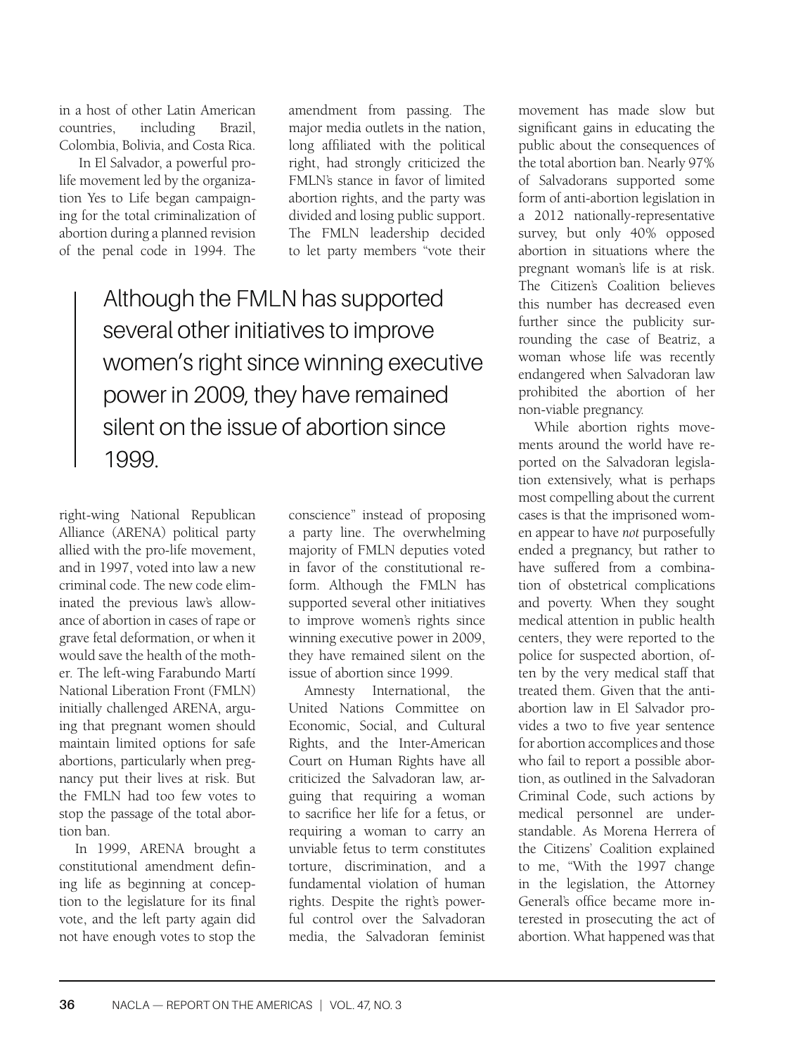in a host of other Latin American countries, including Brazil, Colombia, Bolivia, and Costa Rica.

In El Salvador, a powerful pro-life movement led by the organization Yes to Life began campaigning for the total criminalization of abortion during a planned revision of the penal code in 1994. The right-wing National Republican Alliance (ARENA) political party allied with the pro-life movement, and in 1997, voted into law a new criminal code. The new code eliminated the previous law's allowance of abortion in cases of rape or grave fetal deformation, or when it would save the health of the mother. The left-wing Farabundo Martí National Liberation Front (FMLN) initially challenged ARENA, arguing that pregnant women should maintain limited options for safe abortions, particularly when pregnancy put their lives at risk. But the FMLN had too few votes to stop the passage of the total abortion ban.

In 1999, ARENA brought a constitutional amendment defining life as beginning at conception to the legislature for its final vote, and the left party again did not have enough votes to stop the amendment from passing. The major media outlets in the nation, long affiliated with the political right, had strongly criticized the FMLN's stance in favor of limited abortion rights, and the party was divided and losing public support. The FMLN leadership decided to let party members "vote their conscience" instead of proposing a party line. The overwhelming majority of FMLN deputies voted in favor of the constitutional reform. Although the FMLN has supported several other initiatives to improve women's rights since winning executive power in 2009, they have remained silent on the issue of abortion since 1999.

> Although the FMLN has supported several other initiatives to improve women's right since winning executive power in 2009, they have remained silent on the issue of abortion since 1999.

Amnesty International, the United Nations Committee on Economic, Social, and Cultural Rights, and the Inter-American Court on Human Rights have all criticized the Salvadoran law, arguing that requiring a woman to sacrifice her life for a fetus, or requiring a woman to carry an unviable fetus to term constitutes torture, discrimination, and a fundamental violation of human rights. Despite the right's powerful control over the Salvadoran media, the Salvadoran feminist movement has made slow but significant gains in educating the public about the consequences of the total abortion ban. Nearly 97% of Salvadorans supported some form of anti-abortion legislation in a 2012 nationally-representative survey, but only 40% opposed abortion in situations where the pregnant woman's life is at risk. The Citizen's Coalition believes this number has decreased even further since the publicity surrounding the case of Beatriz, a woman whose life was recently endangered when Salvadoran law prohibited the abortion of her non-viable pregnancy.

While abortion rights movements around the world have reported on the Salvadoran legislation extensively, what is perhaps most compelling about the current cases is that the imprisoned women appear to have *not* purposefully ended a pregnancy, but rather to have suffered from a combination of obstetrical complications and poverty. When they sought medical attention in public health centers, they were reported to the police for suspected abortion, often by the very medical staff that treated them. Given that the anti-abortion law in El Salvador provides a two to five year sentence for abortion accomplices and those who fail to report a possible abortion, as outlined in the Salvadoran Criminal Code, such actions by medical personnel are understandable. As Morena Herrera of the Citizens' Coalition explained to me, "With the 1997 change in the legislation, the Attorney General's office became more interested in prosecuting the act of abortion. What happened was that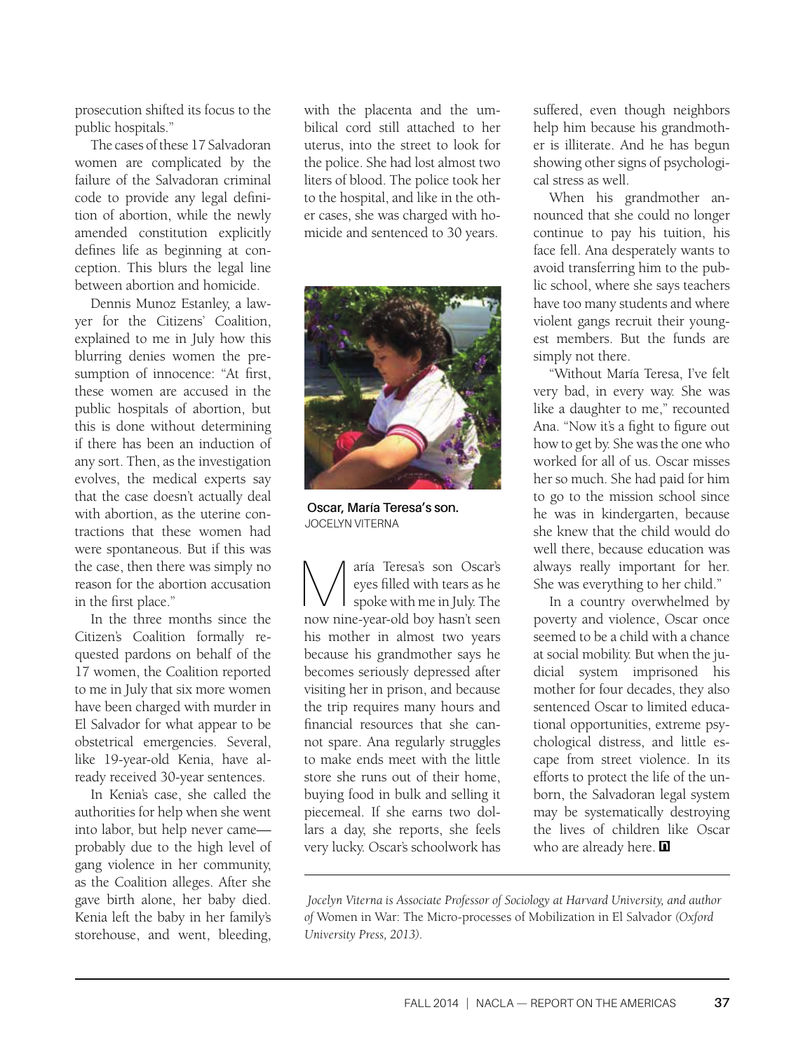prosecution shifted its focus to the public hospitals."

The cases of these 17 Salvadoran women are complicated by the failure of the Salvadoran criminal code to provide any legal definition of abortion, while the newly amended constitution explicitly defines life as beginning at conception. This blurs the legal line between abortion and homicide.

Dennis Munoz Estanley, a lawyer for the Citizens' Coalition, explained to me in July how this blurring denies women the presumption of innocence: "At first, these women are accused in the public hospitals of abortion, but this is done without determining if there has been an induction of any sort. Then, as the investigation evolves, the medical experts say that the case doesn't actually deal with abortion, as the uterine contractions that these women had were spontaneous. But if this was the case, then there was simply no reason for the abortion accusation in the first place."

In the three months since the Citizen's Coalition formally requested pardons on behalf of the 17 women, the Coalition reported to me in July that six more women have been charged with murder in El Salvador for what appear to be obstetrical emergencies. Several, like 19-year-old Kenia, have already received 30-year sentences.

In Kenia's case, she called the authorities for help when she went into labor, but help never came—probably due to the high level of gang violence in her community, as the Coalition alleges. After she gave birth alone, her baby died. Kenia left the baby in her family's storehouse, and went, bleeding, with the placenta and the umbilical cord still attached to her uterus, into the street to look for the police. She had lost almost two liters of blood. The police took her to the hospital, and like in the other cases, she was charged with homicide and sentenced to 30 years.

**Oscar, María Teresa's son.**
JOCELYN VITERNA

María Teresa's son Oscar's eyes filled with tears as he spoke with me in July. The now nine-year-old boy hasn't seen his mother in almost two years because his grandmother says he becomes seriously depressed after visiting her in prison, and because the trip requires many hours and financial resources that she cannot spare. Ana regularly struggles to make ends meet with the little store she runs out of their home, buying food in bulk and selling it piecemeal. If she earns two dollars a day, she reports, she feels very lucky. Oscar's schoolwork has suffered, even though neighbors help him because his grandmother is illiterate. And he has begun showing other signs of psychological stress as well.

When his grandmother announced that she could no longer continue to pay his tuition, his face fell. Ana desperately wants to avoid transferring him to the public school, where she says teachers have too many students and where violent gangs recruit their youngest members. But the funds are simply not there.

"Without María Teresa, I've felt very bad, in every way. She was like a daughter to me," recounted Ana. "Now it's a fight to figure out how to get by. She was the one who worked for all of us. Oscar misses her so much. She had paid for him to go to the mission school since he was in kindergarten, because she knew that the child would do well there, because education was always really important for her. She was everything to her child."

In a country overwhelmed by poverty and violence, Oscar once seemed to be a child with a chance at social mobility. But when the judicial system imprisoned his mother for four decades, they also sentenced Oscar to limited educational opportunities, extreme psychological distress, and little escape from street violence. In its efforts to protect the life of the unborn, the Salvadoran legal system may be systematically destroying the lives of children like Oscar who are already here.

---

*Jocelyn Viterna is Associate Professor of Sociology at Harvard University, and author of* Women in War: The Micro-processes of Mobilization in El Salvador *(Oxford University Press, 2013).*